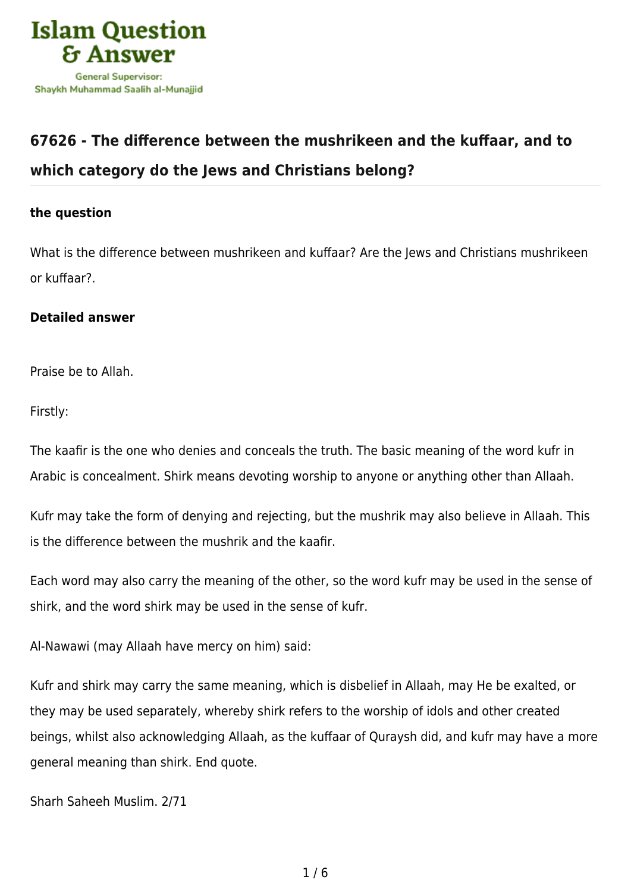# Islam Question & Answer

General Supervisor:
Shaykh Muhammad Saalih al-Munajjid

## 67626 - The difference between the mushrikeen and the kuffaar, and to which category do the Jews and Christians belong?

**the question**

What is the difference between mushrikeen and kuffaar? Are the Jews and Christians mushrikeen or kuffaar?.

**Detailed answer**

Praise be to Allah.

Firstly:

The kaafir is the one who denies and conceals the truth. The basic meaning of the word kufr in Arabic is concealment. Shirk means devoting worship to anyone or anything other than Allaah.

Kufr may take the form of denying and rejecting, but the mushrik may also believe in Allaah. This is the difference between the mushrik and the kaafir.

Each word may also carry the meaning of the other, so the word kufr may be used in the sense of shirk, and the word shirk may be used in the sense of kufr.

Al-Nawawi (may Allaah have mercy on him) said:

Kufr and shirk may carry the same meaning, which is disbelief in Allaah, may He be exalted, or they may be used separately, whereby shirk refers to the worship of idols and other created beings, whilst also acknowledging Allaah, as the kuffaar of Quraysh did, and kufr may have a more general meaning than shirk. End quote.

Sharh Saheeh Muslim. 2/71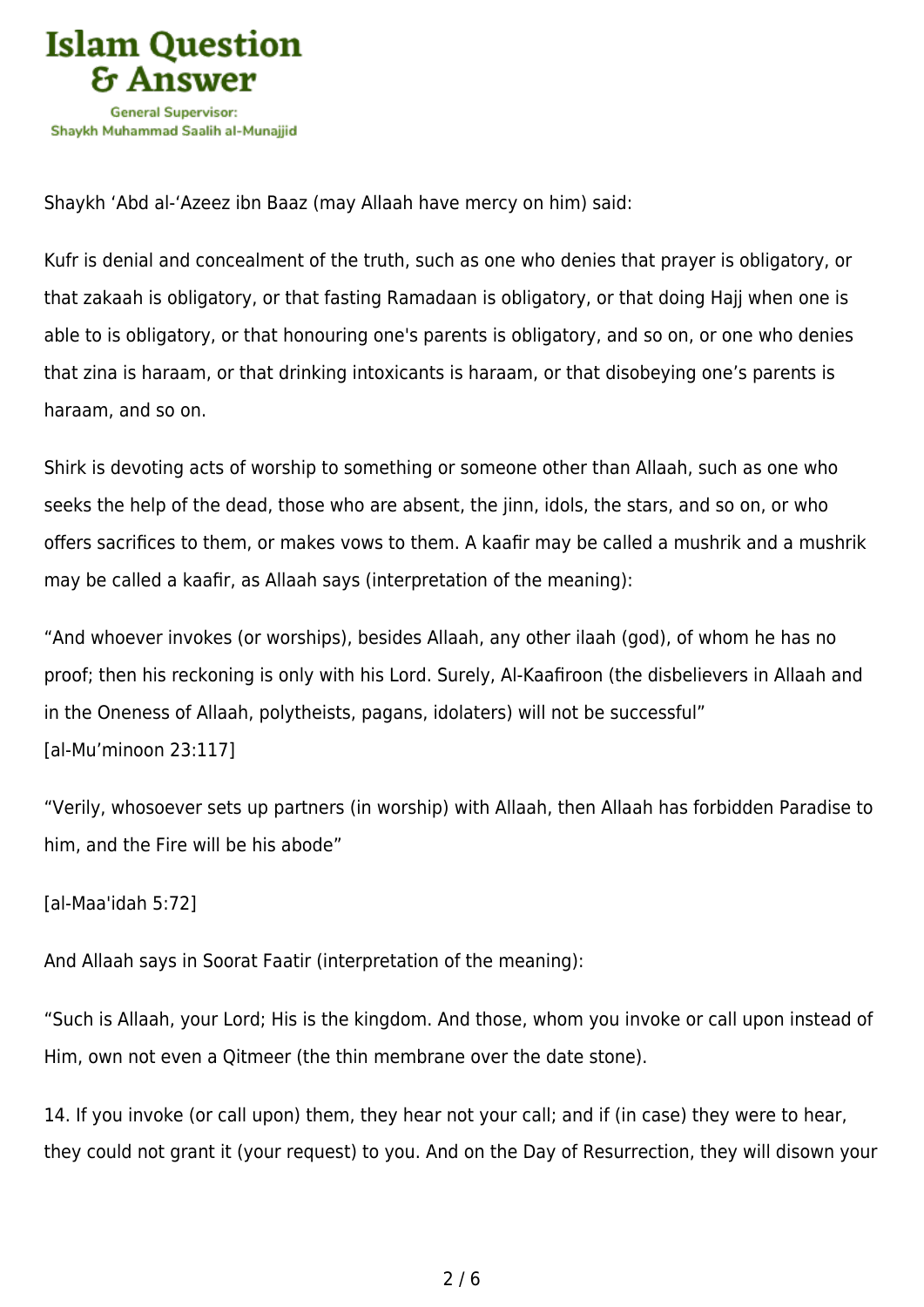Shaykh 'Abd al-'Azeez ibn Baaz (may Allaah have mercy on him) said:

Kufr is denial and concealment of the truth, such as one who denies that prayer is obligatory, or that zakaah is obligatory, or that fasting Ramadaan is obligatory, or that doing Hajj when one is able to is obligatory, or that honouring one's parents is obligatory, and so on, or one who denies that zina is haraam, or that drinking intoxicants is haraam, or that disobeying one's parents is haraam, and so on.

Shirk is devoting acts of worship to something or someone other than Allaah, such as one who seeks the help of the dead, those who are absent, the jinn, idols, the stars, and so on, or who offers sacrifices to them, or makes vows to them. A kaafir may be called a mushrik and a mushrik may be called a kaafir, as Allaah says (interpretation of the meaning):

"And whoever invokes (or worships), besides Allaah, any other ilaah (god), of whom he has no proof; then his reckoning is only with his Lord. Surely, Al-Kaafiroon (the disbelievers in Allaah and in the Oneness of Allaah, polytheists, pagans, idolaters) will not be successful"
[al-Mu'minoon 23:117]

"Verily, whosoever sets up partners (in worship) with Allaah, then Allaah has forbidden Paradise to him, and the Fire will be his abode"

[al-Maa'idah 5:72]

And Allaah says in Soorat Faatir (interpretation of the meaning):

"Such is Allaah, your Lord; His is the kingdom. And those, whom you invoke or call upon instead of Him, own not even a Qitmeer (the thin membrane over the date stone).

14. If you invoke (or call upon) them, they hear not your call; and if (in case) they were to hear, they could not grant it (your request) to you. And on the Day of Resurrection, they will disown your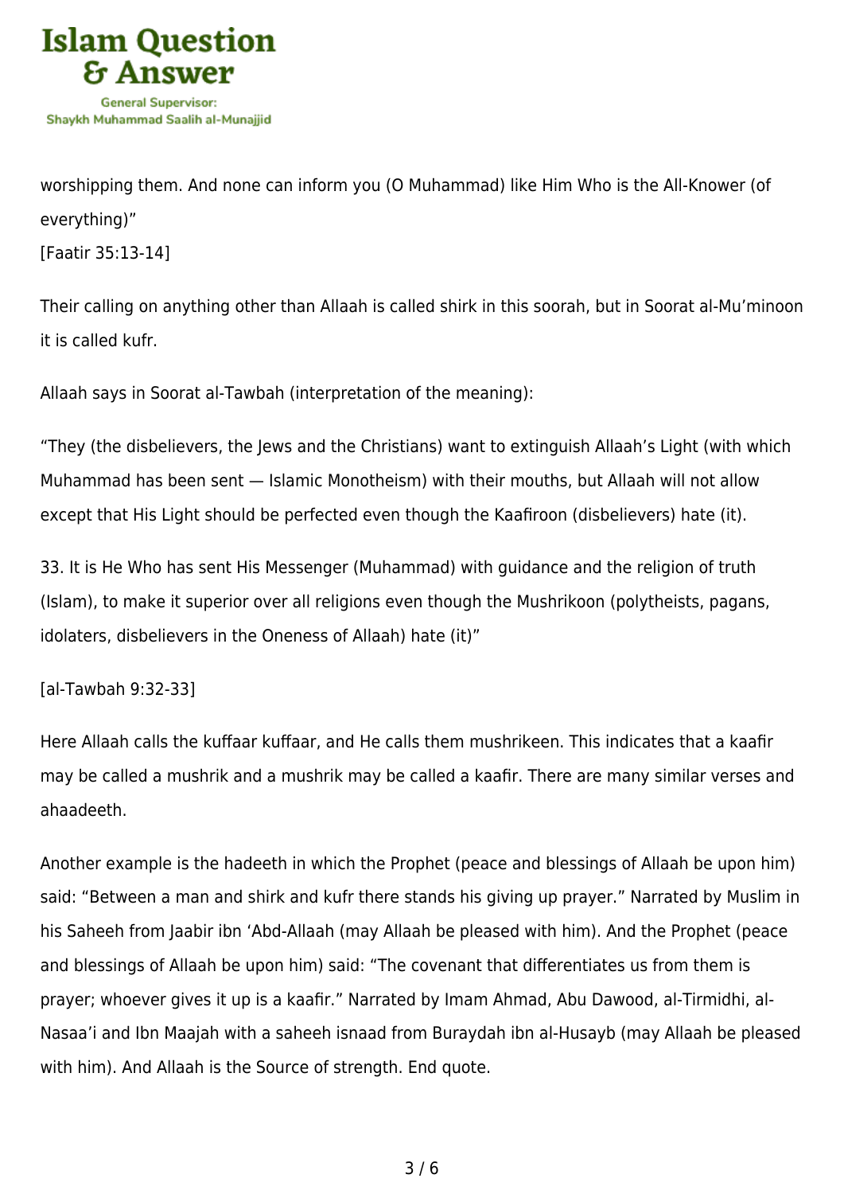worshipping them. And none can inform you (O Muhammad) like Him Who is the All-Knower (of everything)"
[Faatir 35:13-14]

Their calling on anything other than Allaah is called shirk in this soorah, but in Soorat al-Mu'minoon it is called kufr.

Allaah says in Soorat al-Tawbah (interpretation of the meaning):

"They (the disbelievers, the Jews and the Christians) want to extinguish Allaah's Light (with which Muhammad has been sent — Islamic Monotheism) with their mouths, but Allaah will not allow except that His Light should be perfected even though the Kaafiroon (disbelievers) hate (it).

33. It is He Who has sent His Messenger (Muhammad) with guidance and the religion of truth (Islam), to make it superior over all religions even though the Mushrikoon (polytheists, pagans, idolaters, disbelievers in the Oneness of Allaah) hate (it)"

[al-Tawbah 9:32-33]

Here Allaah calls the kuffaar kuffaar, and He calls them mushrikeen. This indicates that a kaafir may be called a mushrik and a mushrik may be called a kaafir. There are many similar verses and ahaadeeth.

Another example is the hadeeth in which the Prophet (peace and blessings of Allaah be upon him) said: "Between a man and shirk and kufr there stands his giving up prayer." Narrated by Muslim in his Saheeh from Jaabir ibn 'Abd-Allaah (may Allaah be pleased with him). And the Prophet (peace and blessings of Allaah be upon him) said: "The covenant that differentiates us from them is prayer; whoever gives it up is a kaafir." Narrated by Imam Ahmad, Abu Dawood, al-Tirmidhi, al-Nasaa'i and Ibn Maajah with a saheeh isnaad from Buraydah ibn al-Husayb (may Allaah be pleased with him). And Allaah is the Source of strength. End quote.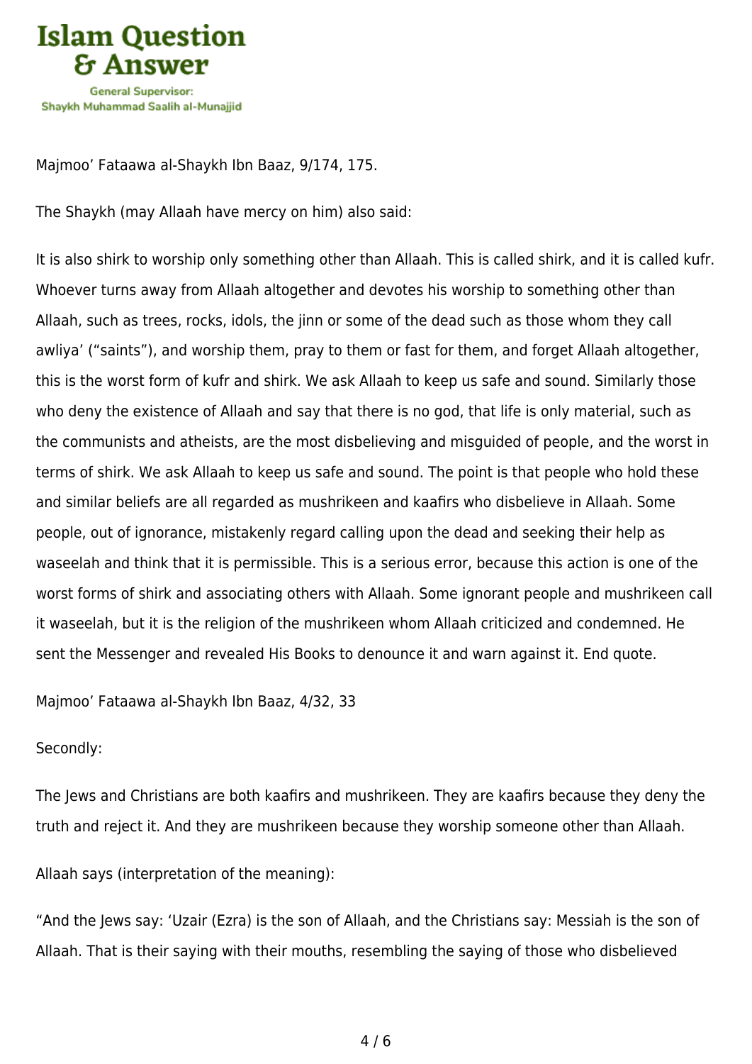Majmoo' Fataawa al-Shaykh Ibn Baaz, 9/174, 175.

The Shaykh (may Allaah have mercy on him) also said:

It is also shirk to worship only something other than Allaah. This is called shirk, and it is called kufr. Whoever turns away from Allaah altogether and devotes his worship to something other than Allaah, such as trees, rocks, idols, the jinn or some of the dead such as those whom they call awliya' ("saints"), and worship them, pray to them or fast for them, and forget Allaah altogether, this is the worst form of kufr and shirk. We ask Allaah to keep us safe and sound. Similarly those who deny the existence of Allaah and say that there is no god, that life is only material, such as the communists and atheists, are the most disbelieving and misguided of people, and the worst in terms of shirk. We ask Allaah to keep us safe and sound. The point is that people who hold these and similar beliefs are all regarded as mushrikeen and kaafirs who disbelieve in Allaah. Some people, out of ignorance, mistakenly regard calling upon the dead and seeking their help as waseelah and think that it is permissible. This is a serious error, because this action is one of the worst forms of shirk and associating others with Allaah. Some ignorant people and mushrikeen call it waseelah, but it is the religion of the mushrikeen whom Allaah criticized and condemned. He sent the Messenger and revealed His Books to denounce it and warn against it. End quote.

Majmoo' Fataawa al-Shaykh Ibn Baaz, 4/32, 33

Secondly:

The Jews and Christians are both kaafirs and mushrikeen. They are kaafirs because they deny the truth and reject it. And they are mushrikeen because they worship someone other than Allaah.

Allaah says (interpretation of the meaning):

"And the Jews say: 'Uzair (Ezra) is the son of Allaah, and the Christians say: Messiah is the son of Allaah. That is their saying with their mouths, resembling the saying of those who disbelieved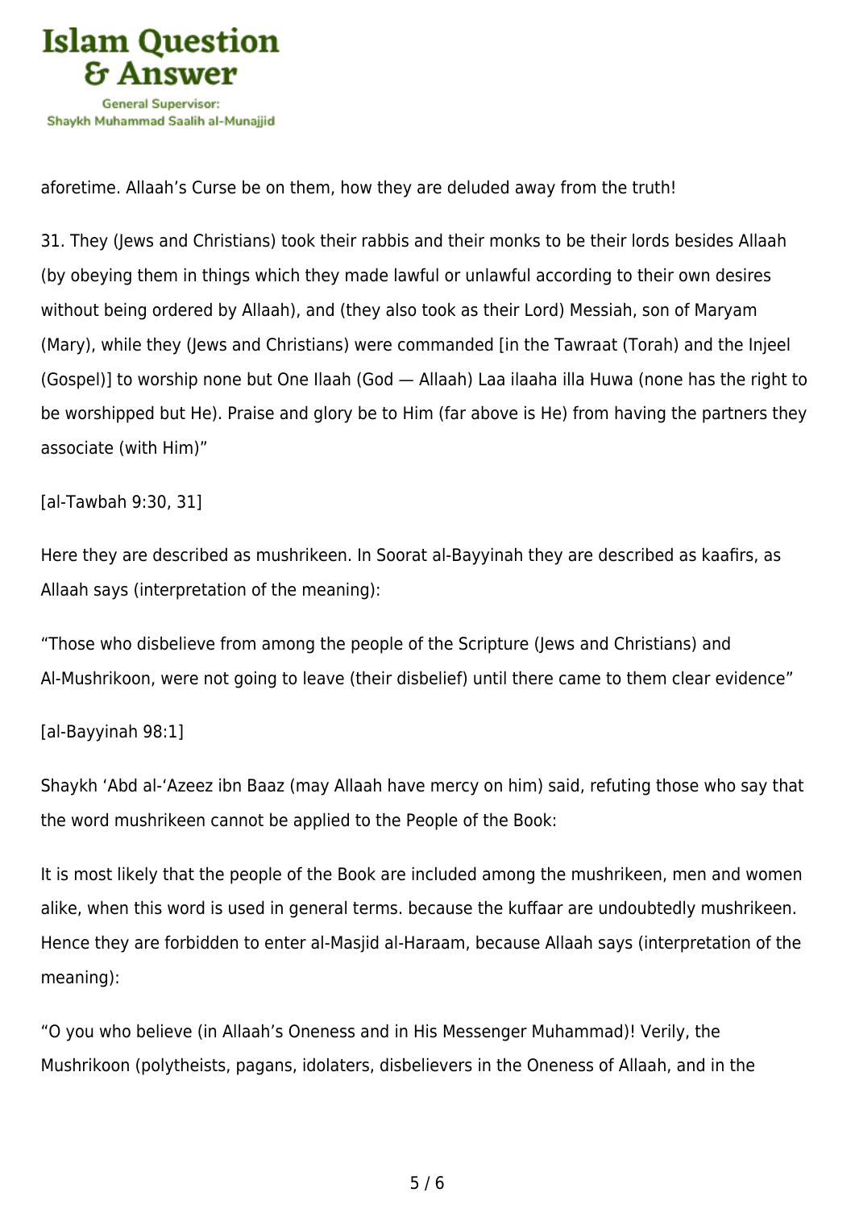aforetime. Allaah's Curse be on them, how they are deluded away from the truth!

31. They (Jews and Christians) took their rabbis and their monks to be their lords besides Allaah (by obeying them in things which they made lawful or unlawful according to their own desires without being ordered by Allaah), and (they also took as their Lord) Messiah, son of Maryam (Mary), while they (Jews and Christians) were commanded [in the Tawraat (Torah) and the Injeel (Gospel)] to worship none but One Ilaah (God — Allaah) Laa ilaaha illa Huwa (none has the right to be worshipped but He). Praise and glory be to Him (far above is He) from having the partners they associate (with Him)"

[al-Tawbah 9:30, 31]

Here they are described as mushrikeen. In Soorat al-Bayyinah they are described as kaafirs, as Allaah says (interpretation of the meaning):

"Those who disbelieve from among the people of the Scripture (Jews and Christians) and Al-Mushrikoon, were not going to leave (their disbelief) until there came to them clear evidence"

[al-Bayyinah 98:1]

Shaykh 'Abd al-'Azeez ibn Baaz (may Allaah have mercy on him) said, refuting those who say that the word mushrikeen cannot be applied to the People of the Book:

It is most likely that the people of the Book are included among the mushrikeen, men and women alike, when this word is used in general terms. because the kuffaar are undoubtedly mushrikeen. Hence they are forbidden to enter al-Masjid al-Haraam, because Allaah says (interpretation of the meaning):

"O you who believe (in Allaah's Oneness and in His Messenger Muhammad)! Verily, the Mushrikoon (polytheists, pagans, idolaters, disbelievers in the Oneness of Allaah, and in the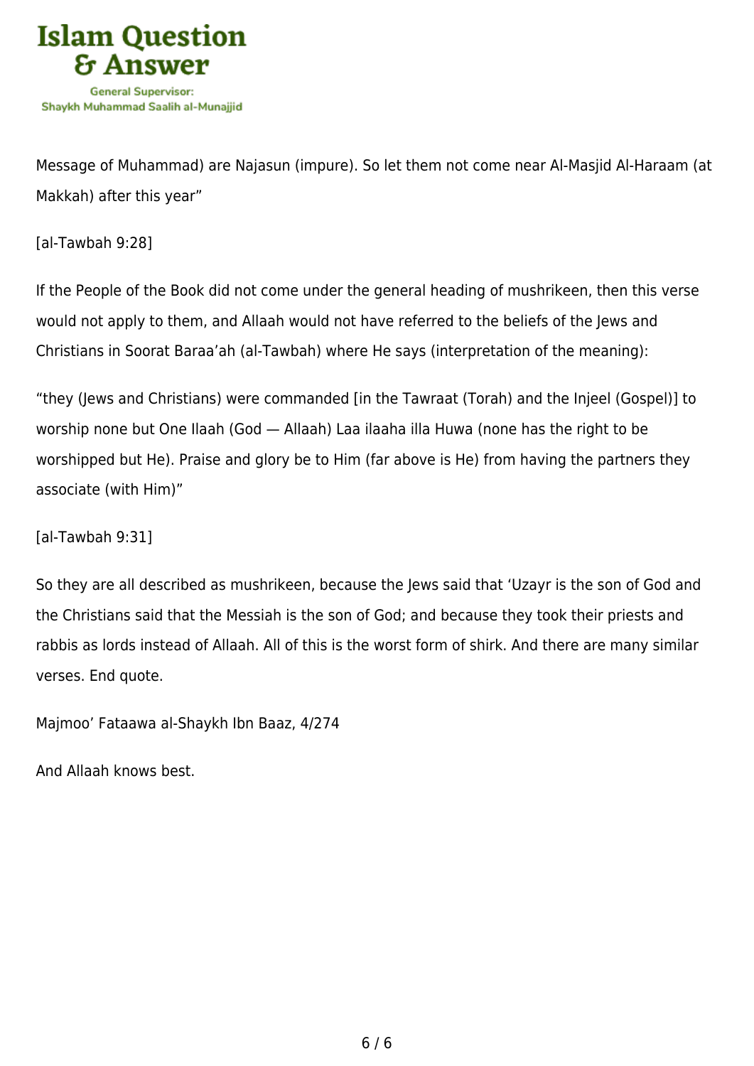Message of Muhammad) are Najasun (impure). So let them not come near Al-Masjid Al-Haraam (at Makkah) after this year"

[al-Tawbah 9:28]

If the People of the Book did not come under the general heading of mushrikeen, then this verse would not apply to them, and Allaah would not have referred to the beliefs of the Jews and Christians in Soorat Baraa'ah (al-Tawbah) where He says (interpretation of the meaning):

"they (Jews and Christians) were commanded [in the Tawraat (Torah) and the Injeel (Gospel)] to worship none but One Ilaah (God — Allaah) Laa ilaaha illa Huwa (none has the right to be worshipped but He). Praise and glory be to Him (far above is He) from having the partners they associate (with Him)"

[al-Tawbah 9:31]

So they are all described as mushrikeen, because the Jews said that 'Uzayr is the son of God and the Christians said that the Messiah is the son of God; and because they took their priests and rabbis as lords instead of Allaah. All of this is the worst form of shirk. And there are many similar verses. End quote.

Majmoo' Fataawa al-Shaykh Ibn Baaz, 4/274

And Allaah knows best.